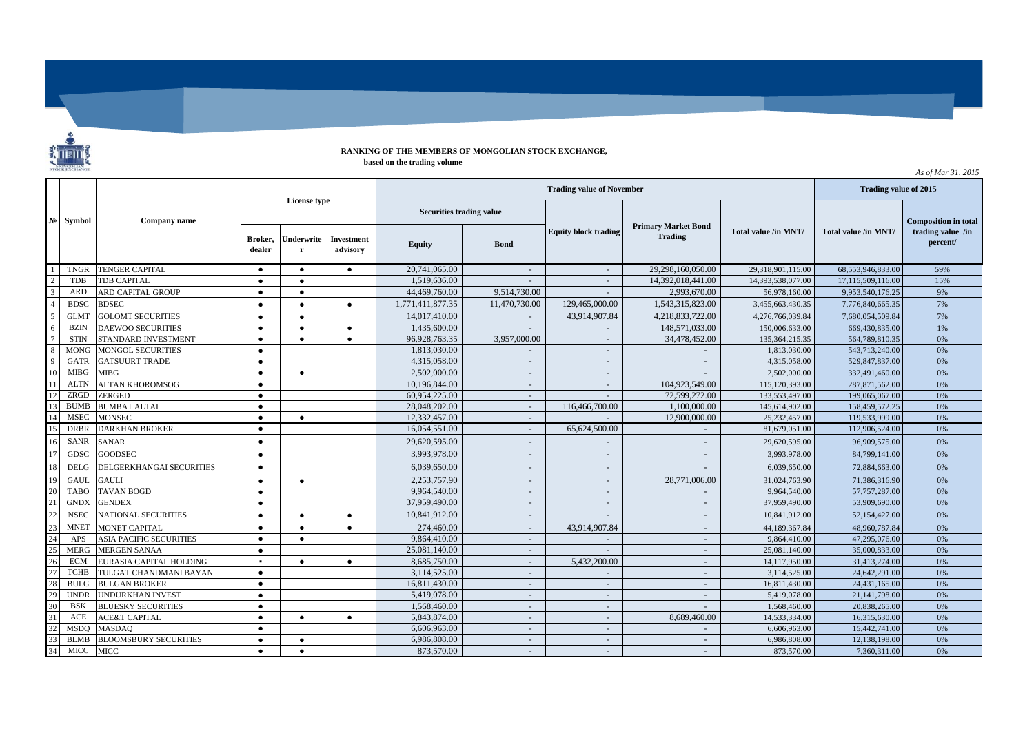**RANKING OF THE MEMBERS OF MONGOLIAN STOCK EXCHANGE,**
**based on the trading volume**

*As of Mar 31, 2015*

| № | Symbol | Company name | License type | | | Trading value of November | | | | | Trading value of 2015 | |
|---|---|---|---|---|---|---|---|---|---|---|---|---|
| | | | | | | Securities trading value | | Equity block trading | Primary Market Bond Trading | Total value /in MNT/ | Total value /in MNT/ | Composition in total trading value /in percent/ |
| | | | Broker, dealer | Underwriter | Investment advisory | Equity | Bond | | | | | |
| 1 | TNGR | TENGER CAPITAL | ● | ● | ● | 20,741,065.00 | - | - | 29,298,160,050.00 | 29,318,901,115.00 | 68,553,946,833.00 | 59% |
| 2 | TDB | TDB CAPITAL | ● | ● | | 1,519,636.00 | - | - | 14,392,018,441.00 | 14,393,538,077.00 | 17,115,509,116.00 | 15% |
| 3 | ARD | ARD CAPITAL GROUP | ● | ● | | 44,469,760.00 | 9,514,730.00 | - | 2,993,670.00 | 56,978,160.00 | 9,953,540,176.25 | 9% |
| 4 | BDSC | BDSEC | ● | ● | ● | 1,771,411,877.35 | 11,470,730.00 | 129,465,000.00 | 1,543,315,823.00 | 3,455,663,430.35 | 7,776,840,665.35 | 7% |
| 5 | GLMT | GOLOMT SECURITIES | ● | ● | | 14,017,410.00 | - | 43,914,907.84 | 4,218,833,722.00 | 4,276,766,039.84 | 7,680,054,509.84 | 7% |
| 6 | BZIN | DAEWOO SECURITIES | ● | ● | ● | 1,435,600.00 | - | - | 148,571,033.00 | 150,006,633.00 | 669,430,835.00 | 1% |
| 7 | STIN | STANDARD INVESTMENT | ● | ● | ● | 96,928,763.35 | 3,957,000.00 | - | 34,478,452.00 | 135,364,215.35 | 564,789,810.35 | 0% |
| 8 | MONG | MONGOL SECURITIES | ● | | | 1,813,030.00 | - | - | - | 1,813,030.00 | 543,713,240.00 | 0% |
| 9 | GATR | GATSUURT TRADE | ● | | | 4,315,058.00 | - | - | - | 4,315,058.00 | 529,847,837.00 | 0% |
| 10 | MIBG | MIBG | ● | ● | | 2,502,000.00 | - | - | - | 2,502,000.00 | 332,491,460.00 | 0% |
| 11 | ALTN | ALTAN KHOROMSOG | ● | | | 10,196,844.00 | - | - | 104,923,549.00 | 115,120,393.00 | 287,871,562.00 | 0% |
| 12 | ZRGD | ZERGED | ● | | | 60,954,225.00 | - | - | 72,599,272.00 | 133,553,497.00 | 199,065,067.00 | 0% |
| 13 | BUMB | BUMBAT ALTAI | ● | | | 28,048,202.00 | - | 116,466,700.00 | 1,100,000.00 | 145,614,902.00 | 158,459,572.25 | 0% |
| 14 | MSEC | MONSEC | ● | ● | | 12,332,457.00 | - | - | 12,900,000.00 | 25,232,457.00 | 119,533,999.00 | 0% |
| 15 | DRBR | DARKHAN BROKER | ● | | | 16,054,551.00 | - | 65,624,500.00 | - | 81,679,051.00 | 112,906,524.00 | 0% |
| 16 | SANR | SANAR | ● | | | 29,620,595.00 | - | - | - | 29,620,595.00 | 96,909,575.00 | 0% |
| 17 | GDSC | GOODSEC | ● | | | 3,993,978.00 | - | - | - | 3,993,978.00 | 84,799,141.00 | 0% |
| 18 | DELG | DELGERKHANGAI SECURITIES | ● | | | 6,039,650.00 | - | - | - | 6,039,650.00 | 72,884,663.00 | 0% |
| 19 | GAUL | GAULI | ● | ● | | 2,253,757.90 | - | - | 28,771,006.00 | 31,024,763.90 | 71,386,316.90 | 0% |
| 20 | TABO | TAVAN BOGD | ● | | | 9,964,540.00 | - | - | - | 9,964,540.00 | 57,757,287.00 | 0% |
| 21 | GNDX | GENDEX | ● | | | 37,959,490.00 | - | - | - | 37,959,490.00 | 53,909,690.00 | 0% |
| 22 | NSEC | NATIONAL SECURITIES | ● | ● | ● | 10,841,912.00 | - | - | - | 10,841,912.00 | 52,154,427.00 | 0% |
| 23 | MNET | MONET CAPITAL | ● | ● | ● | 274,460.00 | - | 43,914,907.84 | - | 44,189,367.84 | 48,960,787.84 | 0% |
| 24 | APS | ASIA PACIFIC SECURITIES | ● | ● | | 9,864,410.00 | - | - | - | 9,864,410.00 | 47,295,076.00 | 0% |
| 25 | MERG | MERGEN SANAA | ● | | | 25,081,140.00 | - | - | - | 25,081,140.00 | 35,000,833.00 | 0% |
| 26 | ECM | EURASIA CAPITAL HOLDING | ▪ | ● | ● | 8,685,750.00 | - | 5,432,200.00 | - | 14,117,950.00 | 31,413,274.00 | 0% |
| 27 | TCHB | TULGAT CHANDMANI BAYAN | ● | | | 3,114,525.00 | - | - | - | 3,114,525.00 | 24,642,291.00 | 0% |
| 28 | BULG | BULGAN BROKER | ● | | | 16,811,430.00 | - | - | - | 16,811,430.00 | 24,431,165.00 | 0% |
| 29 | UNDR | UNDURKHAN INVEST | ● | | | 5,419,078.00 | - | - | - | 5,419,078.00 | 21,141,798.00 | 0% |
| 30 | BSK | BLUESKY SECURITIES | ● | | | 1,568,460.00 | - | - | - | 1,568,460.00 | 20,838,265.00 | 0% |
| 31 | ACE | ACE&T CAPITAL | ● | ● | ● | 5,843,874.00 | - | - | 8,689,460.00 | 14,533,334.00 | 16,315,630.00 | 0% |
| 32 | MSDQ | MASDAQ | ● | | | 6,606,963.00 | - | - | - | 6,606,963.00 | 15,442,741.00 | 0% |
| 33 | BLMB | BLOOMSBURY SECURITIES | ● | ● | | 6,986,808.00 | - | - | - | 6,986,808.00 | 12,138,198.00 | 0% |
| 34 | MICC | MICC | ● | ● | | 873,570.00 | - | - | - | 873,570.00 | 7,360,311.00 | 0% |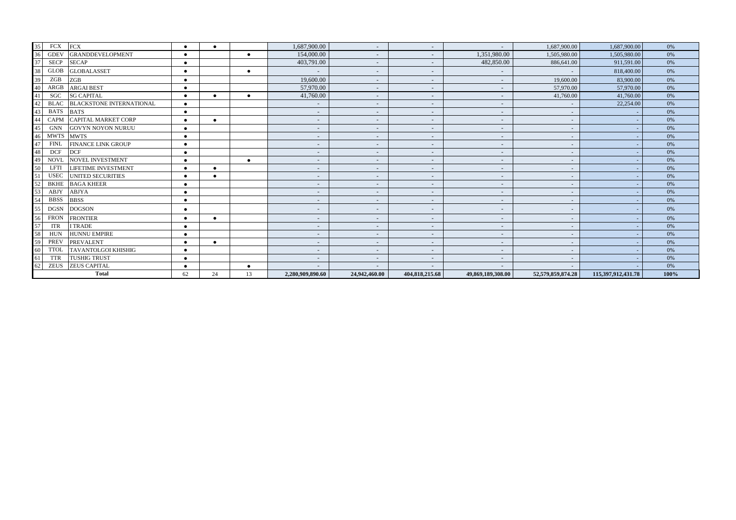| | | | | | | | | | | | | |
|---|---|---|---|---|---|---|---|---|---|---|---|---|
| 35 | FCX | FCX | ● | ● | | 1,687,900.00 | - | - | - | 1,687,900.00 | 1,687,900.00 | 0% |
| 36 | GDEV | GRANDDEVELOPMENT | ● | | ● | 154,000.00 | - | - | 1,351,980.00 | 1,505,980.00 | 1,505,980.00 | 0% |
| 37 | SECP | SECAP | ● | | | 403,791.00 | - | - | 482,850.00 | 886,641.00 | 911,591.00 | 0% |
| 38 | GLOB | GLOBALASSET | ● | | ● | - | - | - | - | - | 818,400.00 | 0% |
| 39 | ZGB | ZGB | ● | | | 19,600.00 | - | - | - | 19,600.00 | 83,900.00 | 0% |
| 40 | ARGB | ARGAI BEST | ● | | | 57,970.00 | - | - | - | 57,970.00 | 57,970.00 | 0% |
| 41 | SGC | SG CAPITAL | ● | ● | ● | 41,760.00 | - | - | - | 41,760.00 | 41,760.00 | 0% |
| 42 | BLAC | BLACKSTONE INTERNATIONAL | ● | | | - | - | - | - | - | 22,254.00 | 0% |
| 43 | BATS | BATS | ● | | | - | - | - | - | - | - | 0% |
| 44 | CAPM | CAPITAL MARKET CORP | ● | ● | | - | - | - | - | - | - | 0% |
| 45 | GNN | GOVYN NOYON NURUU | ● | | | - | - | - | - | - | - | 0% |
| 46 | MWTS | MWTS | ● | | | - | - | - | - | - | - | 0% |
| 47 | FINL | FINANCE LINK GROUP | ● | | | - | - | - | - | - | - | 0% |
| 48 | DCF | DCF | ● | | | - | - | - | - | - | - | 0% |
| 49 | NOVL | NOVEL INVESTMENT | ● | | ● | - | - | - | - | - | - | 0% |
| 50 | LFTI | LIFETIME INVESTMENT | ● | ● | | - | - | - | - | - | - | 0% |
| 51 | USEC | UNITED SECURITIES | ● | ● | | - | - | - | - | - | - | 0% |
| 52 | BKHE | BAGA KHEER | ● | | | - | - | - | - | - | - | 0% |
| 53 | ABJY | ABJYA | ● | | | - | - | - | - | - | - | 0% |
| 54 | BBSS | BBSS | ● | | | - | - | - | - | - | - | 0% |
| 55 | DGSN | DOGSON | ● | | | - | - | - | - | - | - | 0% |
| 56 | FRON | FRONTIER | ● | ● | | - | - | - | - | - | - | 0% |
| 57 | ITR | I TRADE | ● | | | - | - | - | - | - | - | 0% |
| 58 | HUN | HUNNU EMPIRE | ● | | | - | - | - | - | - | - | 0% |
| 59 | PREV | PREVALENT | ● | ● | | - | - | - | - | - | - | 0% |
| 60 | TTOL | TAVANTOLGOI KHISHIG | ● | | | - | - | - | - | - | - | 0% |
| 61 | TTR | TUSHIG TRUST | ● | | | - | - | - | - | - | - | 0% |
| 62 | ZEUS | ZEUS CAPITAL | ● | | ● | - | - | - | - | - | - | 0% |
| **Total** | | | 62 | 24 | 13 | **2,280,909,890.60** | **24,942,460.00** | **404,818,215.68** | **49,869,189,308.00** | **52,579,859,874.28** | **115,397,912,431.78** | **100%** |